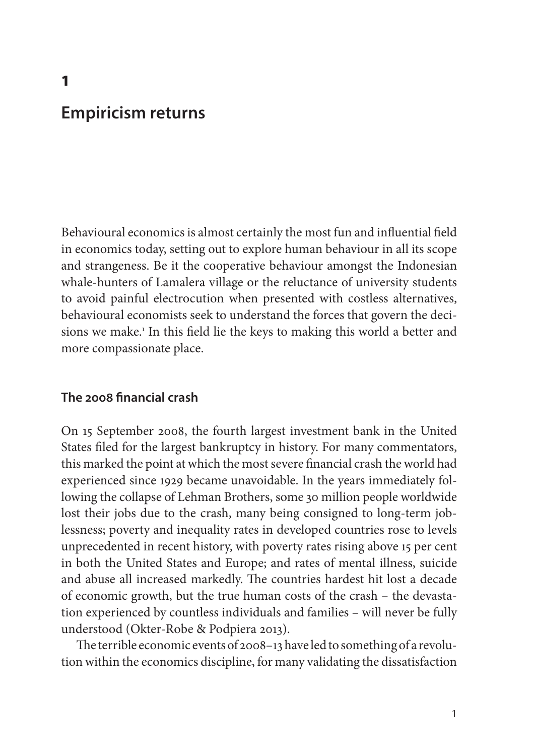# 1

# Empiricism returns

Behavioural economics is almost certainly the most fun and influential field in economics today, setting out to explore human behaviour in all its scope and strangeness. Be it the cooperative behaviour amongst the Indonesian whale-hunters of Lamalera village or the reluctance of university students to avoid painful electrocution when presented with costless alternatives, behavioural economists seek to understand the forces that govern the decisions we make.[1] In this field lie the keys to making this world a better and more compassionate place.

## The 2008 financial crash

On 15 September 2008, the fourth largest investment bank in the United States filed for the largest bankruptcy in history. For many commentators, this marked the point at which the most severe financial crash the world had experienced since 1929 became unavoidable. In the years immediately following the collapse of Lehman Brothers, some 30 million people worldwide lost their jobs due to the crash, many being consigned to long-term joblessness; poverty and inequality rates in developed countries rose to levels unprecedented in recent history, with poverty rates rising above 15 per cent in both the United States and Europe; and rates of mental illness, suicide and abuse all increased markedly. The countries hardest hit lost a decade of economic growth, but the true human costs of the crash – the devastation experienced by countless individuals and families – will never be fully understood (Okter-Robe & Podpiera 2013).

The terrible economic events of 2008–13 have led to something of a revolution within the economics discipline, for many validating the dissatisfaction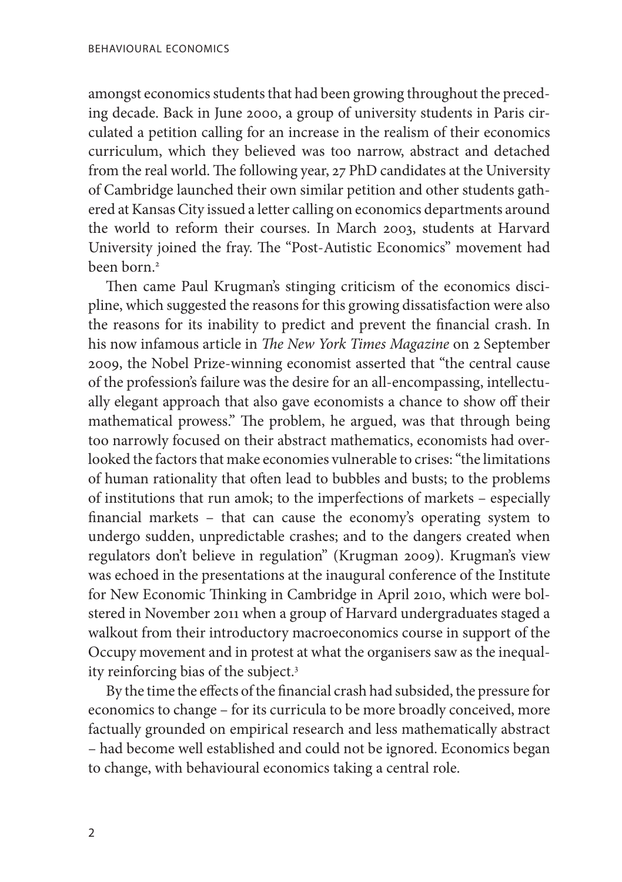amongst economics students that had been growing throughout the preceding decade. Back in June 2000, a group of university students in Paris circulated a petition calling for an increase in the realism of their economics curriculum, which they believed was too narrow, abstract and detached from the real world. The following year, 27 PhD candidates at the University of Cambridge launched their own similar petition and other students gathered at Kansas City issued a letter calling on economics departments around the world to reform their courses. In March 2003, students at Harvard University joined the fray. The "Post-Autistic Economics" movement had been born.[2]

Then came Paul Krugman's stinging criticism of the economics discipline, which suggested the reasons for this growing dissatisfaction were also the reasons for its inability to predict and prevent the financial crash. In his now infamous article in *The New York Times Magazine* on 2 September 2009, the Nobel Prize-winning economist asserted that "the central cause of the profession's failure was the desire for an all-encompassing, intellectually elegant approach that also gave economists a chance to show off their mathematical prowess." The problem, he argued, was that through being too narrowly focused on their abstract mathematics, economists had overlooked the factors that make economies vulnerable to crises: "the limitations of human rationality that often lead to bubbles and busts; to the problems of institutions that run amok; to the imperfections of markets – especially financial markets – that can cause the economy's operating system to undergo sudden, unpredictable crashes; and to the dangers created when regulators don't believe in regulation" (Krugman 2009). Krugman's view was echoed in the presentations at the inaugural conference of the Institute for New Economic Thinking in Cambridge in April 2010, which were bolstered in November 2011 when a group of Harvard undergraduates staged a walkout from their introductory macroeconomics course in support of the Occupy movement and in protest at what the organisers saw as the inequality reinforcing bias of the subject.[3]

By the time the effects of the financial crash had subsided, the pressure for economics to change – for its curricula to be more broadly conceived, more factually grounded on empirical research and less mathematically abstract – had become well established and could not be ignored. Economics began to change, with behavioural economics taking a central role.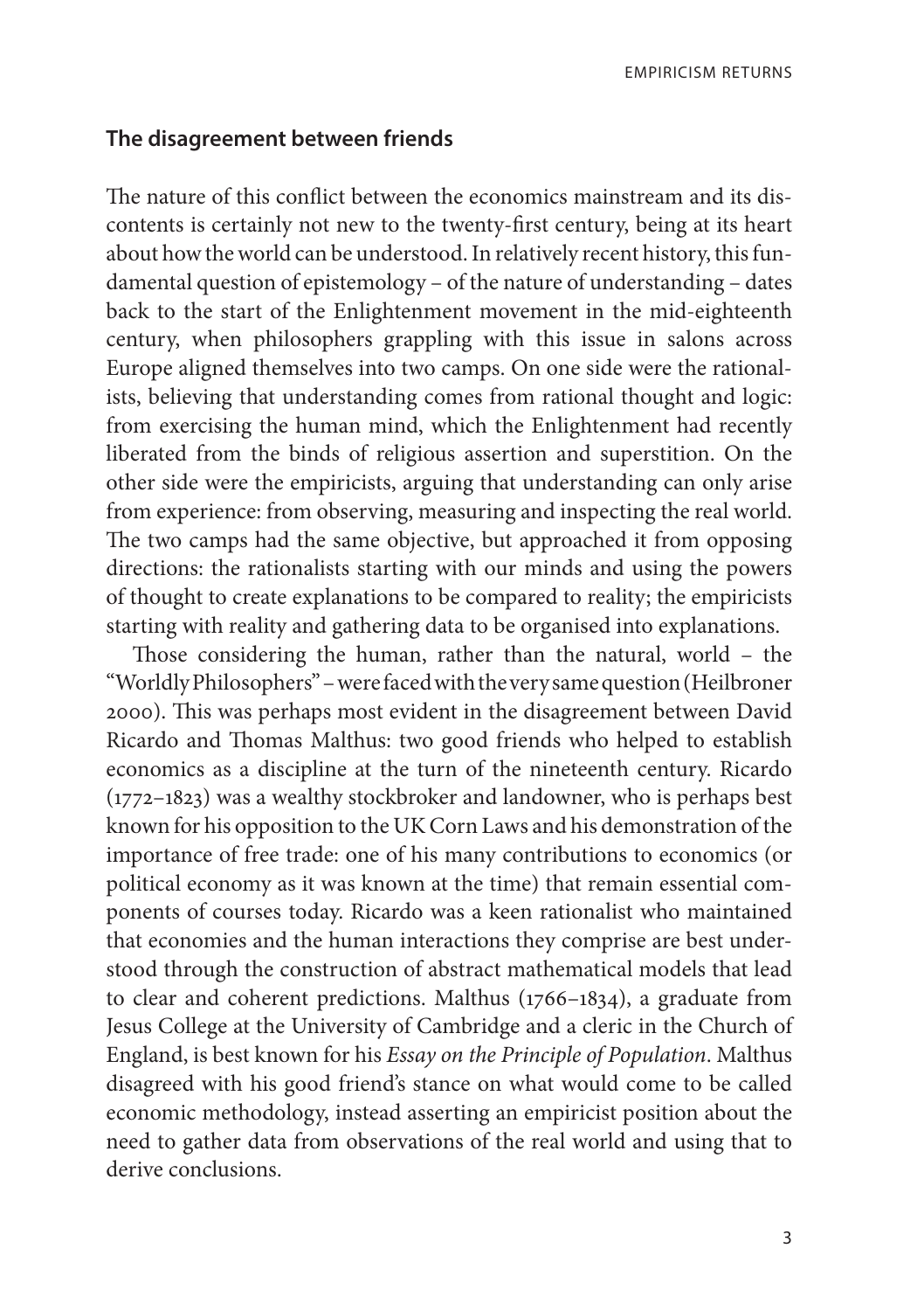## The disagreement between friends

The nature of this conflict between the economics mainstream and its discontents is certainly not new to the twenty-first century, being at its heart about how the world can be understood. In relatively recent history, this fundamental question of epistemology – of the nature of understanding – dates back to the start of the Enlightenment movement in the mid-eighteenth century, when philosophers grappling with this issue in salons across Europe aligned themselves into two camps. On one side were the rationalists, believing that understanding comes from rational thought and logic: from exercising the human mind, which the Enlightenment had recently liberated from the binds of religious assertion and superstition. On the other side were the empiricists, arguing that understanding can only arise from experience: from observing, measuring and inspecting the real world. The two camps had the same objective, but approached it from opposing directions: the rationalists starting with our minds and using the powers of thought to create explanations to be compared to reality; the empiricists starting with reality and gathering data to be organised into explanations.

Those considering the human, rather than the natural, world – the "Worldly Philosophers" – were faced with the very same question (Heilbroner 2000). This was perhaps most evident in the disagreement between David Ricardo and Thomas Malthus: two good friends who helped to establish economics as a discipline at the turn of the nineteenth century. Ricardo (1772–1823) was a wealthy stockbroker and landowner, who is perhaps best known for his opposition to the UK Corn Laws and his demonstration of the importance of free trade: one of his many contributions to economics (or political economy as it was known at the time) that remain essential components of courses today. Ricardo was a keen rationalist who maintained that economies and the human interactions they comprise are best understood through the construction of abstract mathematical models that lead to clear and coherent predictions. Malthus (1766–1834), a graduate from Jesus College at the University of Cambridge and a cleric in the Church of England, is best known for his *Essay on the Principle of Population*. Malthus disagreed with his good friend's stance on what would come to be called economic methodology, instead asserting an empiricist position about the need to gather data from observations of the real world and using that to derive conclusions.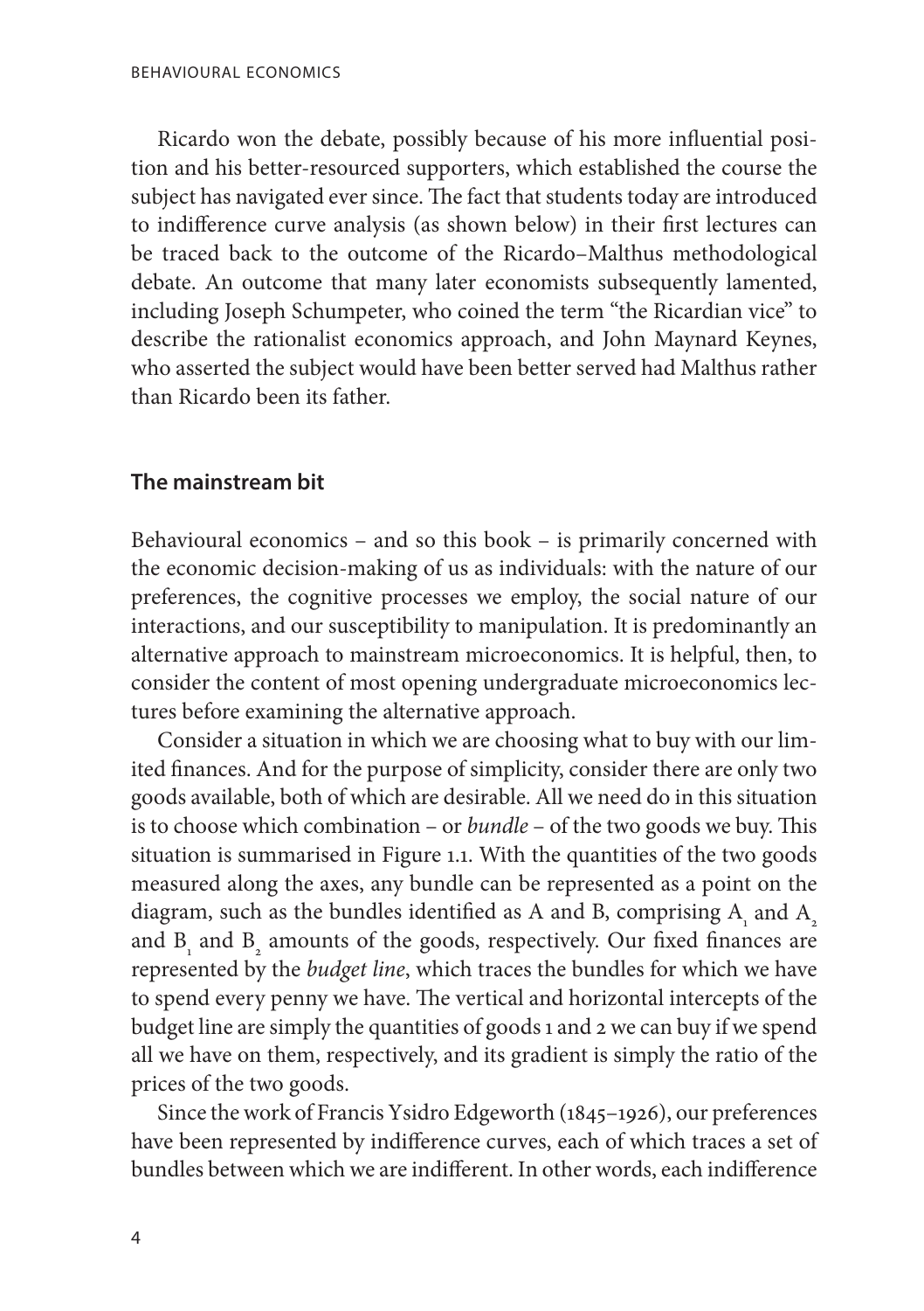Ricardo won the debate, possibly because of his more influential position and his better-resourced supporters, which established the course the subject has navigated ever since. The fact that students today are introduced to indifference curve analysis (as shown below) in their first lectures can be traced back to the outcome of the Ricardo–Malthus methodological debate. An outcome that many later economists subsequently lamented, including Joseph Schumpeter, who coined the term "the Ricardian vice" to describe the rationalist economics approach, and John Maynard Keynes, who asserted the subject would have been better served had Malthus rather than Ricardo been its father.

## The mainstream bit

Behavioural economics – and so this book – is primarily concerned with the economic decision-making of us as individuals: with the nature of our preferences, the cognitive processes we employ, the social nature of our interactions, and our susceptibility to manipulation. It is predominantly an alternative approach to mainstream microeconomics. It is helpful, then, to consider the content of most opening undergraduate microeconomics lectures before examining the alternative approach.

Consider a situation in which we are choosing what to buy with our limited finances. And for the purpose of simplicity, consider there are only two goods available, both of which are desirable. All we need do in this situation is to choose which combination – or *bundle* – of the two goods we buy. This situation is summarised in Figure 1.1. With the quantities of the two goods measured along the axes, any bundle can be represented as a point on the diagram, such as the bundles identified as A and B, comprising $A_1$ and $A_2$ and $B_1$ and $B_2$ amounts of the goods, respectively. Our fixed finances are represented by the *budget line*, which traces the bundles for which we have to spend every penny we have. The vertical and horizontal intercepts of the budget line are simply the quantities of goods 1 and 2 we can buy if we spend all we have on them, respectively, and its gradient is simply the ratio of the prices of the two goods.

Since the work of Francis Ysidro Edgeworth (1845–1926), our preferences have been represented by indifference curves, each of which traces a set of bundles between which we are indifferent. In other words, each indifference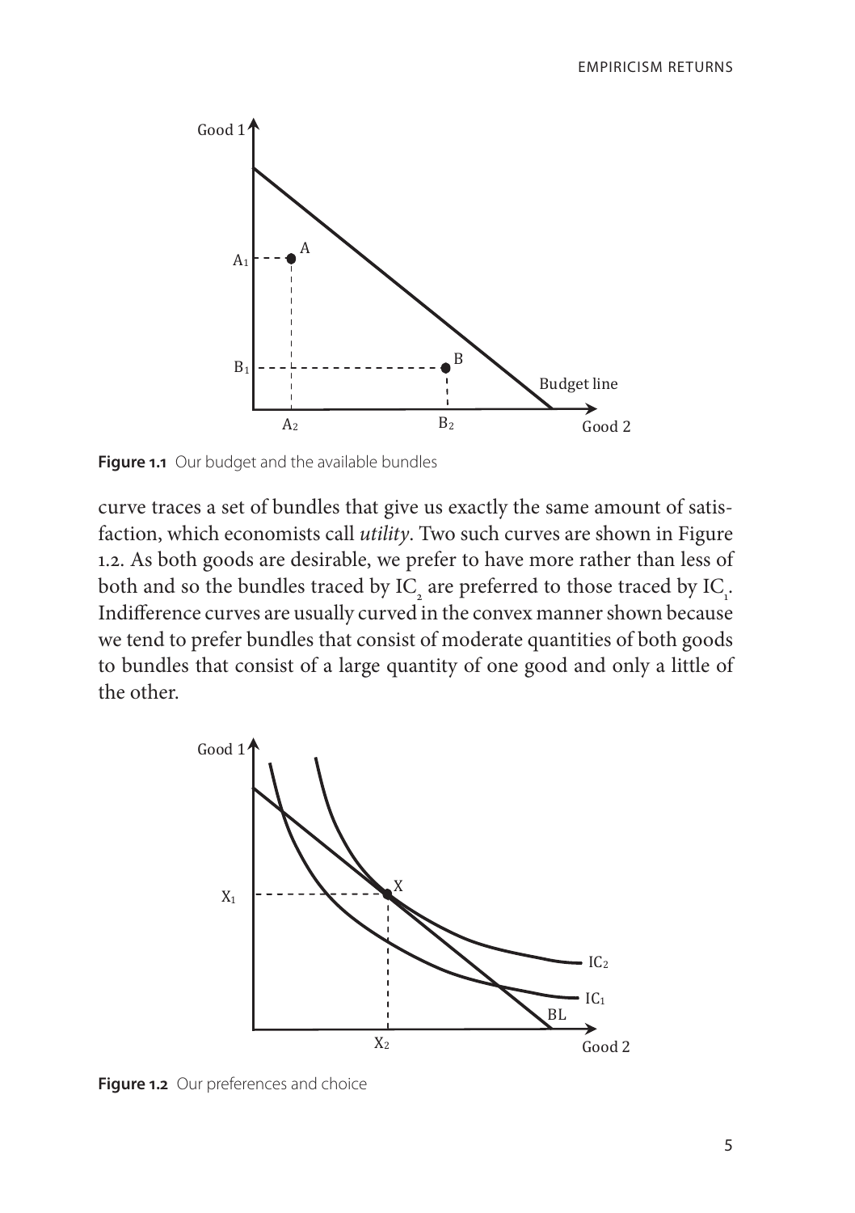**Figure 1.1** Our budget and the available bundles

curve traces a set of bundles that give us exactly the same amount of satisfaction, which economists call *utility*. Two such curves are shown in Figure 1.2. As both goods are desirable, we prefer to have more rather than less of both and so the bundles traced by $IC_2$ are preferred to those traced by $IC_1$. Indifference curves are usually curved in the convex manner shown because we tend to prefer bundles that consist of moderate quantities of both goods to bundles that consist of a large quantity of one good and only a little of the other.

**Figure 1.2** Our preferences and choice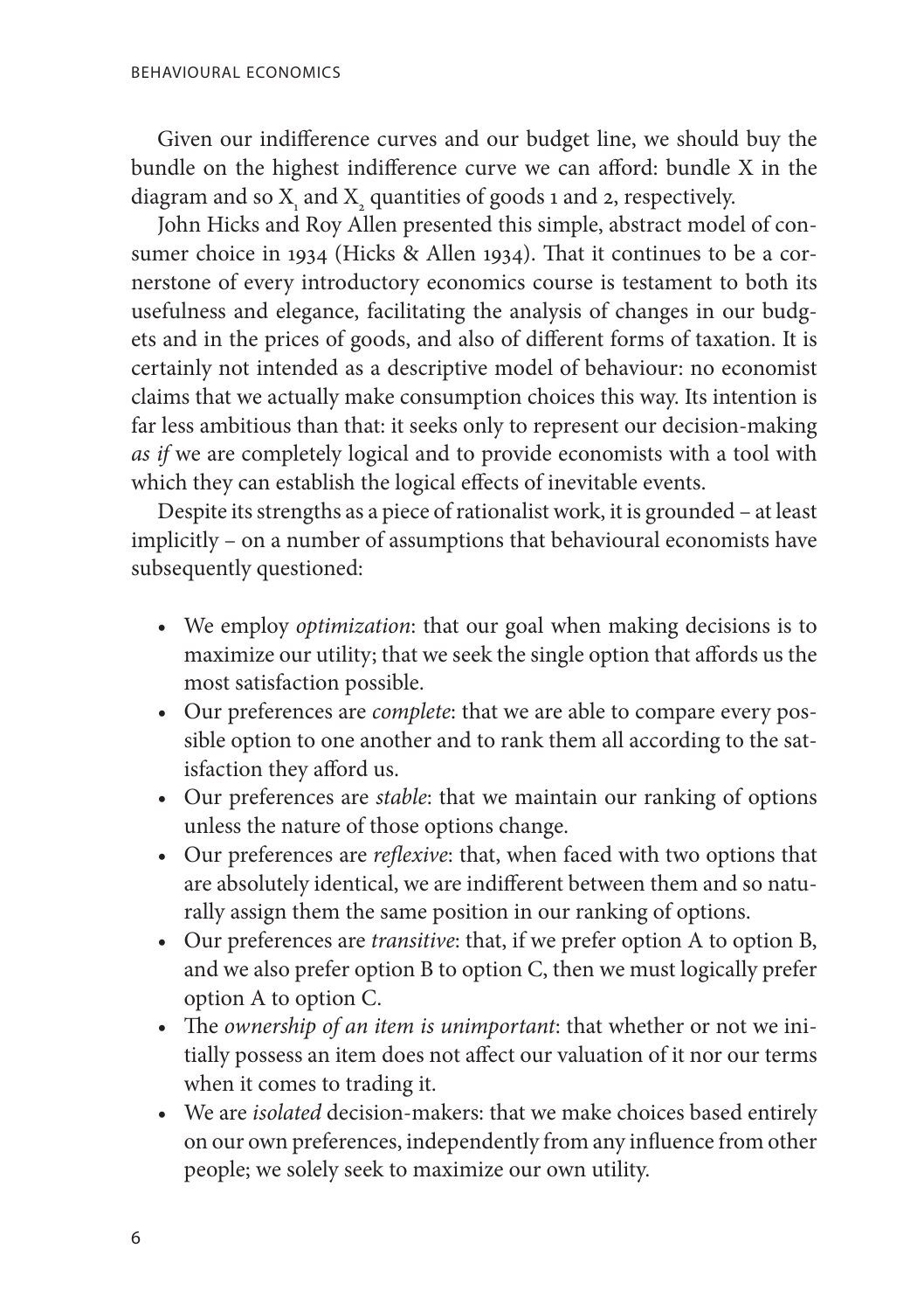Given our indifference curves and our budget line, we should buy the bundle on the highest indifference curve we can afford: bundle X in the diagram and so $X_1$ and $X_2$ quantities of goods 1 and 2, respectively.

John Hicks and Roy Allen presented this simple, abstract model of consumer choice in 1934 (Hicks & Allen 1934). That it continues to be a cornerstone of every introductory economics course is testament to both its usefulness and elegance, facilitating the analysis of changes in our budgets and in the prices of goods, and also of different forms of taxation. It is certainly not intended as a descriptive model of behaviour: no economist claims that we actually make consumption choices this way. Its intention is far less ambitious than that: it seeks only to represent our decision-making *as if* we are completely logical and to provide economists with a tool with which they can establish the logical effects of inevitable events.

Despite its strengths as a piece of rationalist work, it is grounded – at least implicitly – on a number of assumptions that behavioural economists have subsequently questioned:

- We employ *optimization*: that our goal when making decisions is to maximize our utility; that we seek the single option that affords us the most satisfaction possible.
- Our preferences are *complete*: that we are able to compare every possible option to one another and to rank them all according to the satisfaction they afford us.
- Our preferences are *stable*: that we maintain our ranking of options unless the nature of those options change.
- Our preferences are *reflexive*: that, when faced with two options that are absolutely identical, we are indifferent between them and so naturally assign them the same position in our ranking of options.
- Our preferences are *transitive*: that, if we prefer option A to option B, and we also prefer option B to option C, then we must logically prefer option A to option C.
- The *ownership of an item is unimportant*: that whether or not we initially possess an item does not affect our valuation of it nor our terms when it comes to trading it.
- We are *isolated* decision-makers: that we make choices based entirely on our own preferences, independently from any influence from other people; we solely seek to maximize our own utility.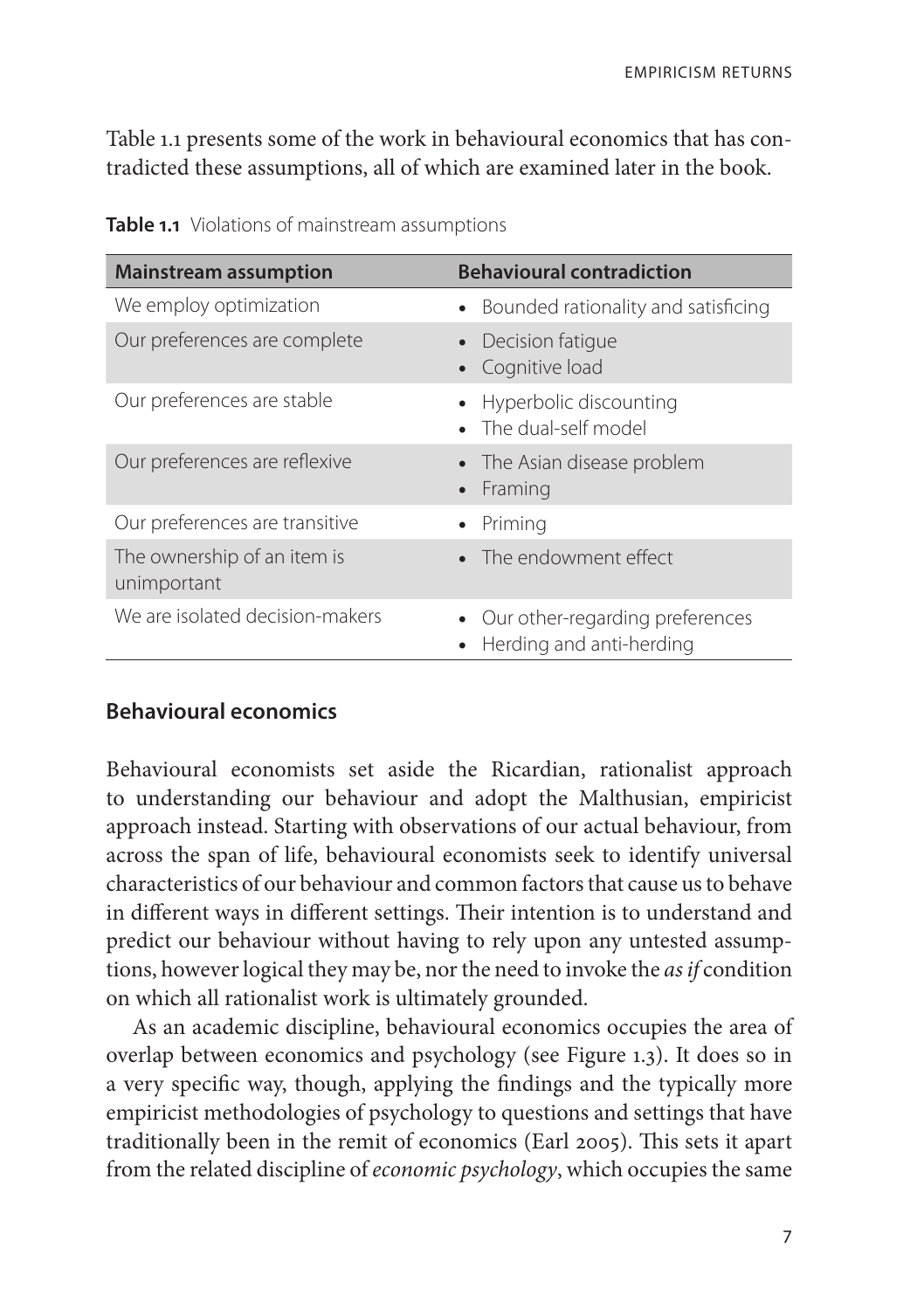Table 1.1 presents some of the work in behavioural economics that has contradicted these assumptions, all of which are examined later in the book.

**Table 1.1** Violations of mainstream assumptions

| Mainstream assumption | Behavioural contradiction |
| --- | --- |
| We employ optimization | • Bounded rationality and satisficing |
| Our preferences are complete | • Decision fatigue<br>• Cognitive load |
| Our preferences are stable | • Hyperbolic discounting<br>• The dual-self model |
| Our preferences are reflexive | • The Asian disease problem<br>• Framing |
| Our preferences are transitive | • Priming |
| The ownership of an item is unimportant | • The endowment effect |
| We are isolated decision-makers | • Our other-regarding preferences<br>• Herding and anti-herding |

## Behavioural economics

Behavioural economists set aside the Ricardian, rationalist approach to understanding our behaviour and adopt the Malthusian, empiricist approach instead. Starting with observations of our actual behaviour, from across the span of life, behavioural economists seek to identify universal characteristics of our behaviour and common factors that cause us to behave in different ways in different settings. Their intention is to understand and predict our behaviour without having to rely upon any untested assumptions, however logical they may be, nor the need to invoke the *as if* condition on which all rationalist work is ultimately grounded.

As an academic discipline, behavioural economics occupies the area of overlap between economics and psychology (see Figure 1.3). It does so in a very specific way, though, applying the findings and the typically more empiricist methodologies of psychology to questions and settings that have traditionally been in the remit of economics (Earl 2005). This sets it apart from the related discipline of *economic psychology*, which occupies the same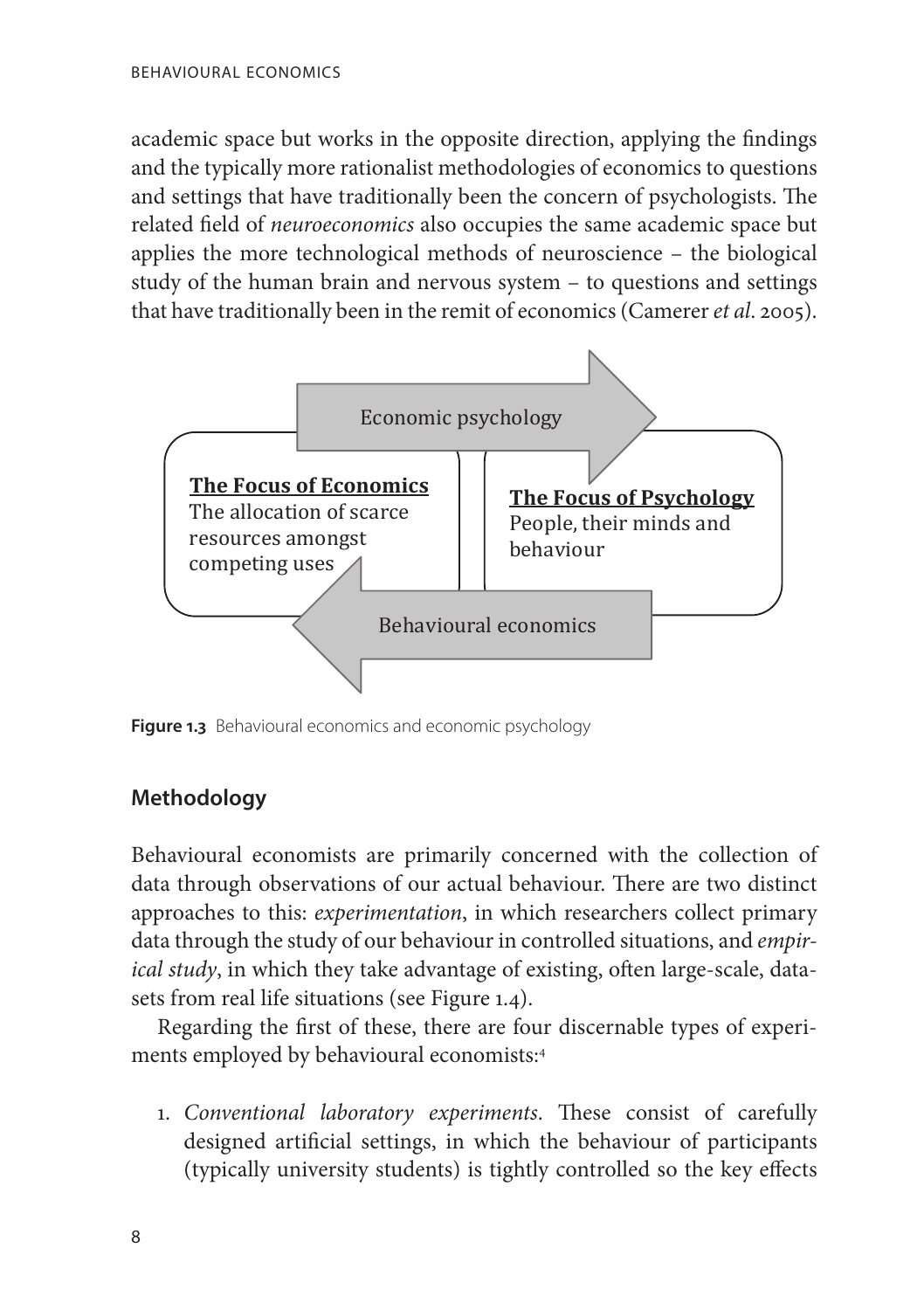academic space but works in the opposite direction, applying the findings and the typically more rationalist methodologies of economics to questions and settings that have traditionally been the concern of psychologists. The related field of *neuroeconomics* also occupies the same academic space but applies the more technological methods of neuroscience – the biological study of the human brain and nervous system – to questions and settings that have traditionally been in the remit of economics (Camerer *et al.* 2005).

Economic psychology

**The Focus of Economics**
The allocation of scarce resources amongst competing uses

**The Focus of Psychology**
People, their minds and behaviour

Behavioural economics

**Figure 1.3** Behavioural economics and economic psychology

## Methodology

Behavioural economists are primarily concerned with the collection of data through observations of our actual behaviour. There are two distinct approaches to this: *experimentation*, in which researchers collect primary data through the study of our behaviour in controlled situations, and *empirical study*, in which they take advantage of existing, often large-scale, datasets from real life situations (see Figure 1.4).

Regarding the first of these, there are four discernable types of experiments employed by behavioural economists:[4]

1. *Conventional laboratory experiments*. These consist of carefully designed artificial settings, in which the behaviour of participants (typically university students) is tightly controlled so the key effects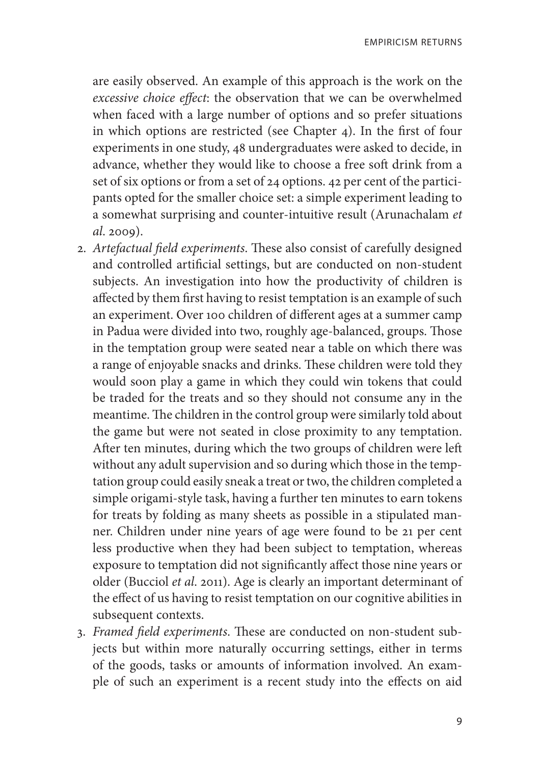are easily observed. An example of this approach is the work on the *excessive choice effect*: the observation that we can be overwhelmed when faced with a large number of options and so prefer situations in which options are restricted (see Chapter 4). In the first of four experiments in one study, 48 undergraduates were asked to decide, in advance, whether they would like to choose a free soft drink from a set of six options or from a set of 24 options. 42 per cent of the participants opted for the smaller choice set: a simple experiment leading to a somewhat surprising and counter-intuitive result (Arunachalam *et al.* 2009).

2. *Artefactual field experiments*. These also consist of carefully designed and controlled artificial settings, but are conducted on non-student subjects. An investigation into how the productivity of children is affected by them first having to resist temptation is an example of such an experiment. Over 100 children of different ages at a summer camp in Padua were divided into two, roughly age-balanced, groups. Those in the temptation group were seated near a table on which there was a range of enjoyable snacks and drinks. These children were told they would soon play a game in which they could win tokens that could be traded for the treats and so they should not consume any in the meantime. The children in the control group were similarly told about the game but were not seated in close proximity to any temptation. After ten minutes, during which the two groups of children were left without any adult supervision and so during which those in the temptation group could easily sneak a treat or two, the children completed a simple origami-style task, having a further ten minutes to earn tokens for treats by folding as many sheets as possible in a stipulated manner. Children under nine years of age were found to be 21 per cent less productive when they had been subject to temptation, whereas exposure to temptation did not significantly affect those nine years or older (Bucciol *et al.* 2011). Age is clearly an important determinant of the effect of us having to resist temptation on our cognitive abilities in subsequent contexts.
3. *Framed field experiments*. These are conducted on non-student subjects but within more naturally occurring settings, either in terms of the goods, tasks or amounts of information involved. An example of such an experiment is a recent study into the effects on aid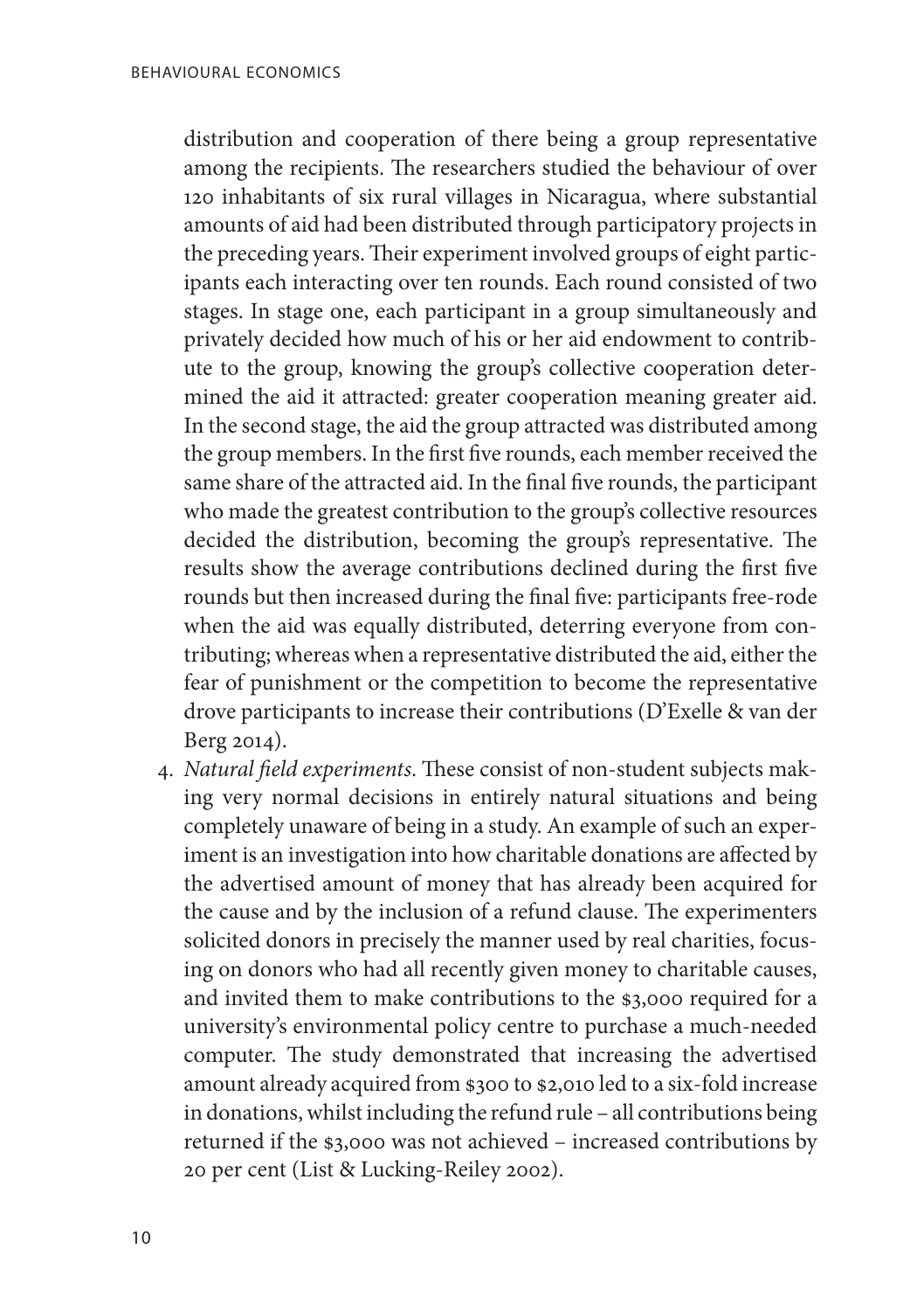distribution and cooperation of there being a group representative among the recipients. The researchers studied the behaviour of over 120 inhabitants of six rural villages in Nicaragua, where substantial amounts of aid had been distributed through participatory projects in the preceding years. Their experiment involved groups of eight participants each interacting over ten rounds. Each round consisted of two stages. In stage one, each participant in a group simultaneously and privately decided how much of his or her aid endowment to contribute to the group, knowing the group's collective cooperation determined the aid it attracted: greater cooperation meaning greater aid. In the second stage, the aid the group attracted was distributed among the group members. In the first five rounds, each member received the same share of the attracted aid. In the final five rounds, the participant who made the greatest contribution to the group's collective resources decided the distribution, becoming the group's representative. The results show the average contributions declined during the first five rounds but then increased during the final five: participants free-rode when the aid was equally distributed, deterring everyone from contributing; whereas when a representative distributed the aid, either the fear of punishment or the competition to become the representative drove participants to increase their contributions (D'Exelle & van der Berg 2014).

4. *Natural field experiments*. These consist of non-student subjects making very normal decisions in entirely natural situations and being completely unaware of being in a study. An example of such an experiment is an investigation into how charitable donations are affected by the advertised amount of money that has already been acquired for the cause and by the inclusion of a refund clause. The experimenters solicited donors in precisely the manner used by real charities, focusing on donors who had all recently given money to charitable causes, and invited them to make contributions to the $3,000 required for a university's environmental policy centre to purchase a much-needed computer. The study demonstrated that increasing the advertised amount already acquired from $300 to $2,010 led to a six-fold increase in donations, whilst including the refund rule – all contributions being returned if the $3,000 was not achieved – increased contributions by 20 per cent (List & Lucking-Reiley 2002).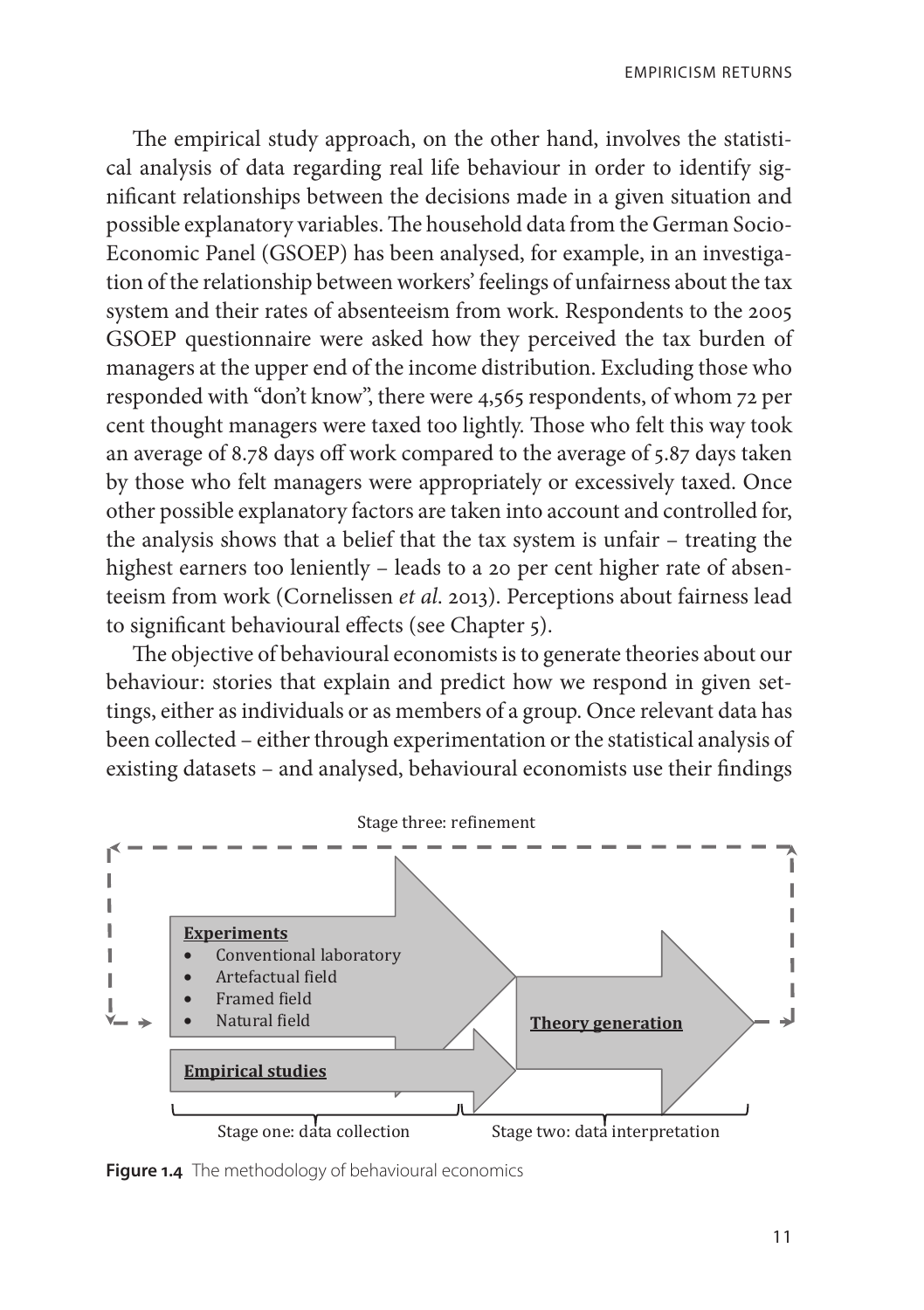The empirical study approach, on the other hand, involves the statistical analysis of data regarding real life behaviour in order to identify significant relationships between the decisions made in a given situation and possible explanatory variables. The household data from the German Socio-Economic Panel (GSOEP) has been analysed, for example, in an investigation of the relationship between workers' feelings of unfairness about the tax system and their rates of absenteeism from work. Respondents to the 2005 GSOEP questionnaire were asked how they perceived the tax burden of managers at the upper end of the income distribution. Excluding those who responded with "don't know", there were 4,565 respondents, of whom 72 per cent thought managers were taxed too lightly. Those who felt this way took an average of 8.78 days off work compared to the average of 5.87 days taken by those who felt managers were appropriately or excessively taxed. Once other possible explanatory factors are taken into account and controlled for, the analysis shows that a belief that the tax system is unfair – treating the highest earners too leniently – leads to a 20 per cent higher rate of absenteeism from work (Cornelissen *et al.* 2013). Perceptions about fairness lead to significant behavioural effects (see Chapter 5).

The objective of behavioural economists is to generate theories about our behaviour: stories that explain and predict how we respond in given settings, either as individuals or as members of a group. Once relevant data has been collected – either through experimentation or the statistical analysis of existing datasets – and analysed, behavioural economists use their findings

Stage three: refinement

**Experiments**
- Conventional laboratory
- Artefactual field
- Framed field
- Natural field

**Empirical studies**

**Theory generation**

Stage one: data collection

Stage two: data interpretation

**Figure 1.4** The methodology of behavioural economics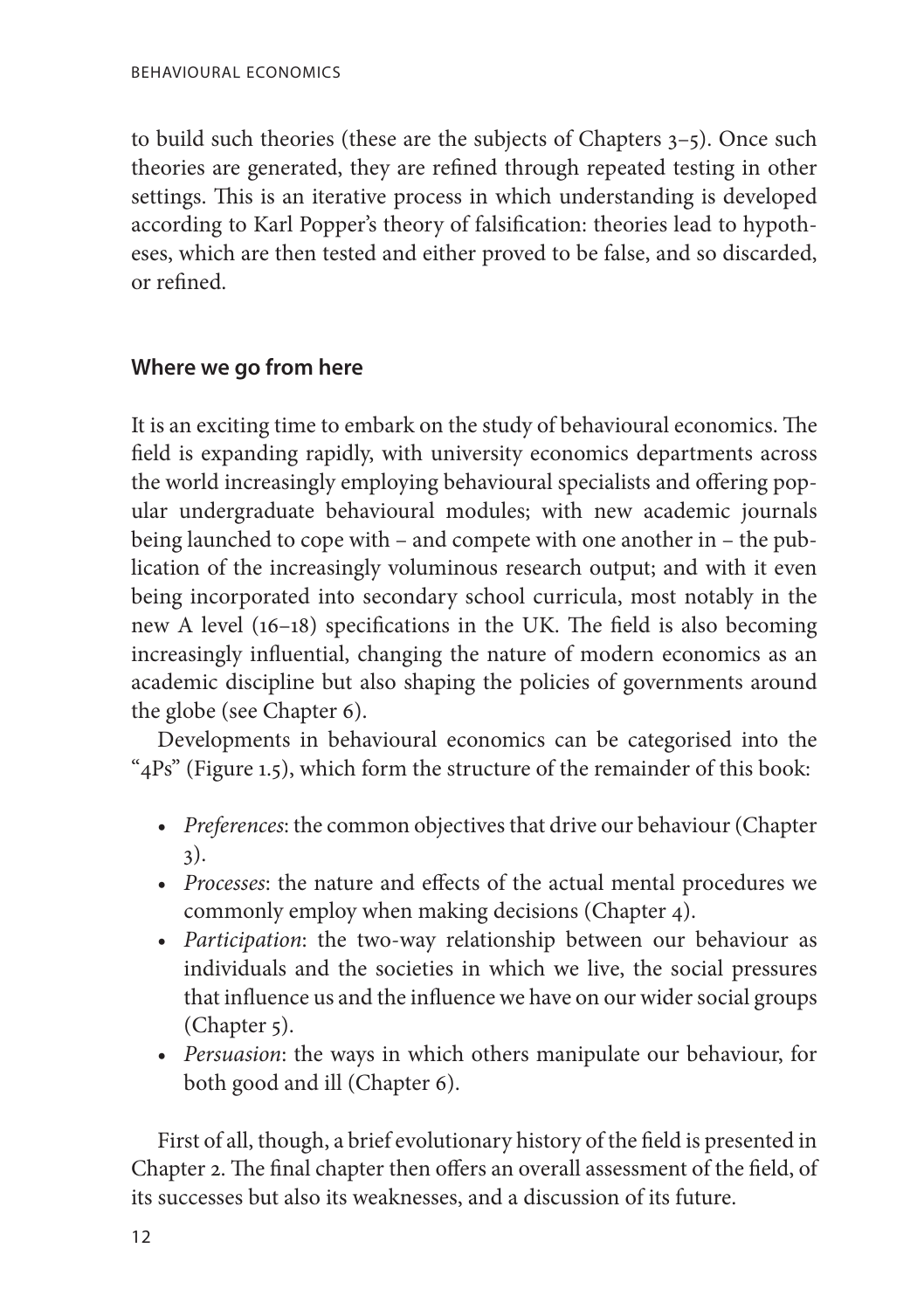to build such theories (these are the subjects of Chapters 3–5). Once such theories are generated, they are refined through repeated testing in other settings. This is an iterative process in which understanding is developed according to Karl Popper's theory of falsification: theories lead to hypotheses, which are then tested and either proved to be false, and so discarded, or refined.

## Where we go from here

It is an exciting time to embark on the study of behavioural economics. The field is expanding rapidly, with university economics departments across the world increasingly employing behavioural specialists and offering popular undergraduate behavioural modules; with new academic journals being launched to cope with – and compete with one another in – the publication of the increasingly voluminous research output; and with it even being incorporated into secondary school curricula, most notably in the new A level (16–18) specifications in the UK. The field is also becoming increasingly influential, changing the nature of modern economics as an academic discipline but also shaping the policies of governments around the globe (see Chapter 6).

Developments in behavioural economics can be categorised into the "4Ps" (Figure 1.5), which form the structure of the remainder of this book:

- *Preferences*: the common objectives that drive our behaviour (Chapter 3).
- *Processes*: the nature and effects of the actual mental procedures we commonly employ when making decisions (Chapter 4).
- *Participation*: the two-way relationship between our behaviour as individuals and the societies in which we live, the social pressures that influence us and the influence we have on our wider social groups (Chapter 5).
- *Persuasion*: the ways in which others manipulate our behaviour, for both good and ill (Chapter 6).

First of all, though, a brief evolutionary history of the field is presented in Chapter 2. The final chapter then offers an overall assessment of the field, of its successes but also its weaknesses, and a discussion of its future.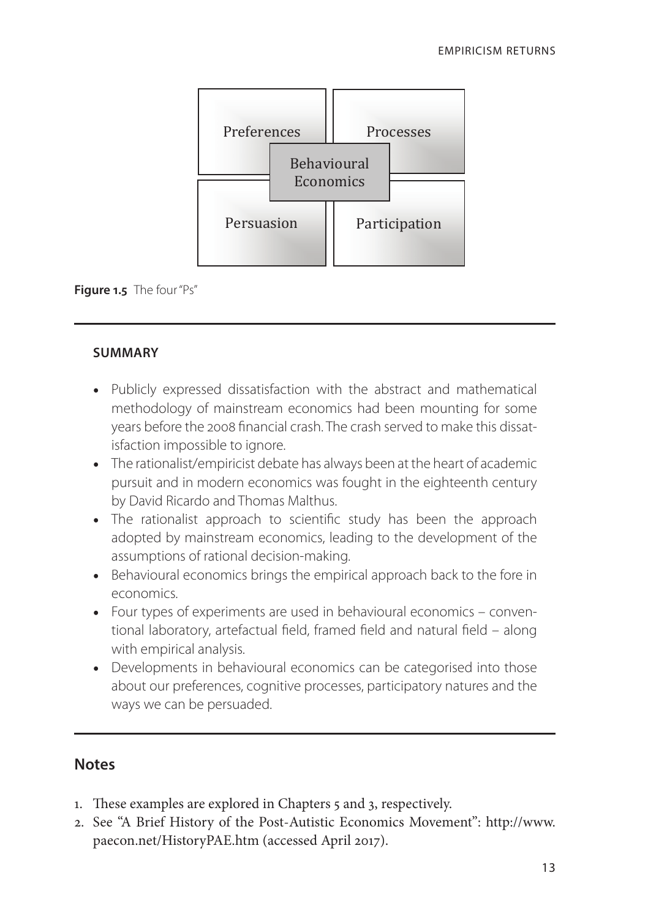Preferences | Processes | Behavioural Economics | Persuasion | Participation

**Figure 1.5** The four "Ps"

---

**SUMMARY**

- Publicly expressed dissatisfaction with the abstract and mathematical methodology of mainstream economics had been mounting for some years before the 2008 financial crash. The crash served to make this dissatisfaction impossible to ignore.
- The rationalist/empiricist debate has always been at the heart of academic pursuit and in modern economics was fought in the eighteenth century by David Ricardo and Thomas Malthus.
- The rationalist approach to scientific study has been the approach adopted by mainstream economics, leading to the development of the assumptions of rational decision-making.
- Behavioural economics brings the empirical approach back to the fore in economics.
- Four types of experiments are used in behavioural economics – conventional laboratory, artefactual field, framed field and natural field – along with empirical analysis.
- Developments in behavioural economics can be categorised into those about our preferences, cognitive processes, participatory natures and the ways we can be persuaded.

---

## Notes

1. These examples are explored in Chapters 5 and 3, respectively.
2. See "A Brief History of the Post-Autistic Economics Movement": http://www.paecon.net/HistoryPAE.htm (accessed April 2017).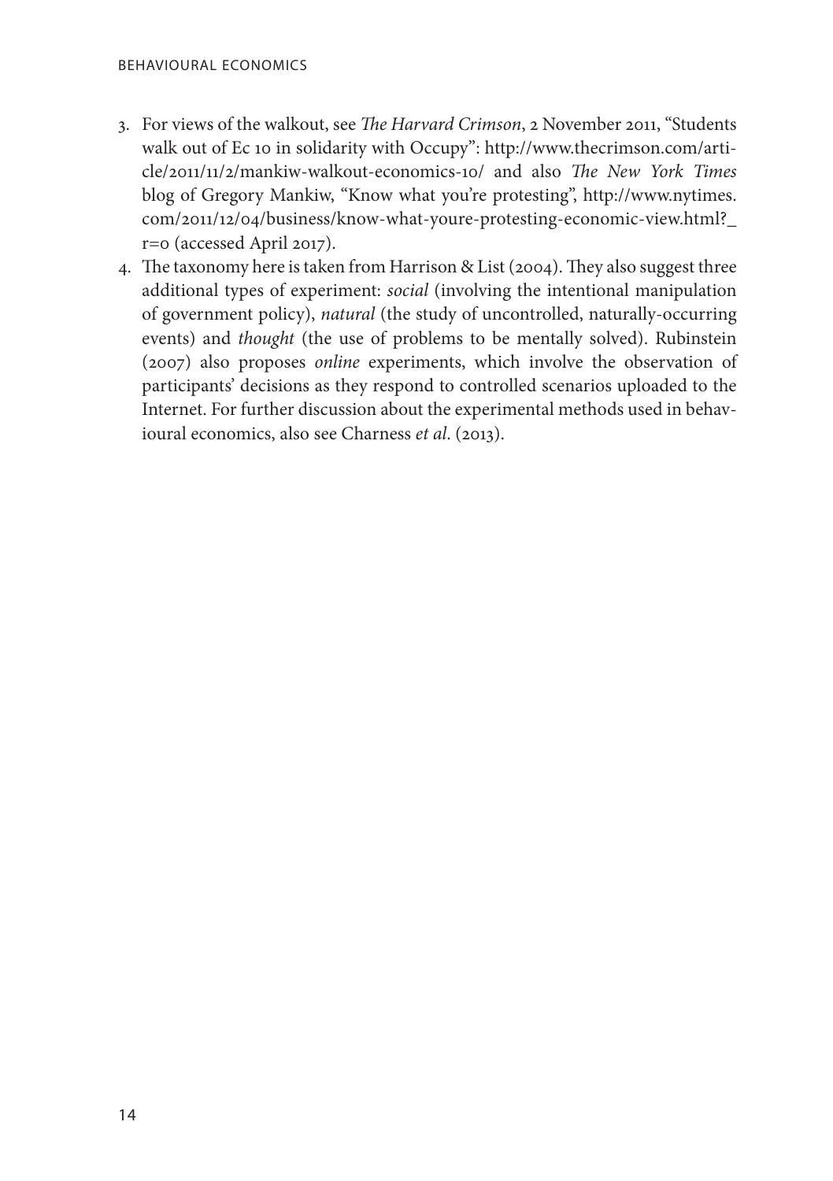3. For views of the walkout, see *The Harvard Crimson*, 2 November 2011, "Students walk out of Ec 10 in solidarity with Occupy": http://www.thecrimson.com/article/2011/11/2/mankiw-walkout-economics-10/ and also *The New York Times* blog of Gregory Mankiw, "Know what you're protesting", http://www.nytimes.com/2011/12/04/business/know-what-youre-protesting-economic-view.html?_r=0 (accessed April 2017).
4. The taxonomy here is taken from Harrison & List (2004). They also suggest three additional types of experiment: *social* (involving the intentional manipulation of government policy), *natural* (the study of uncontrolled, naturally-occurring events) and *thought* (the use of problems to be mentally solved). Rubinstein (2007) also proposes *online* experiments, which involve the observation of participants' decisions as they respond to controlled scenarios uploaded to the Internet. For further discussion about the experimental methods used in behavioural economics, also see Charness *et al*. (2013).